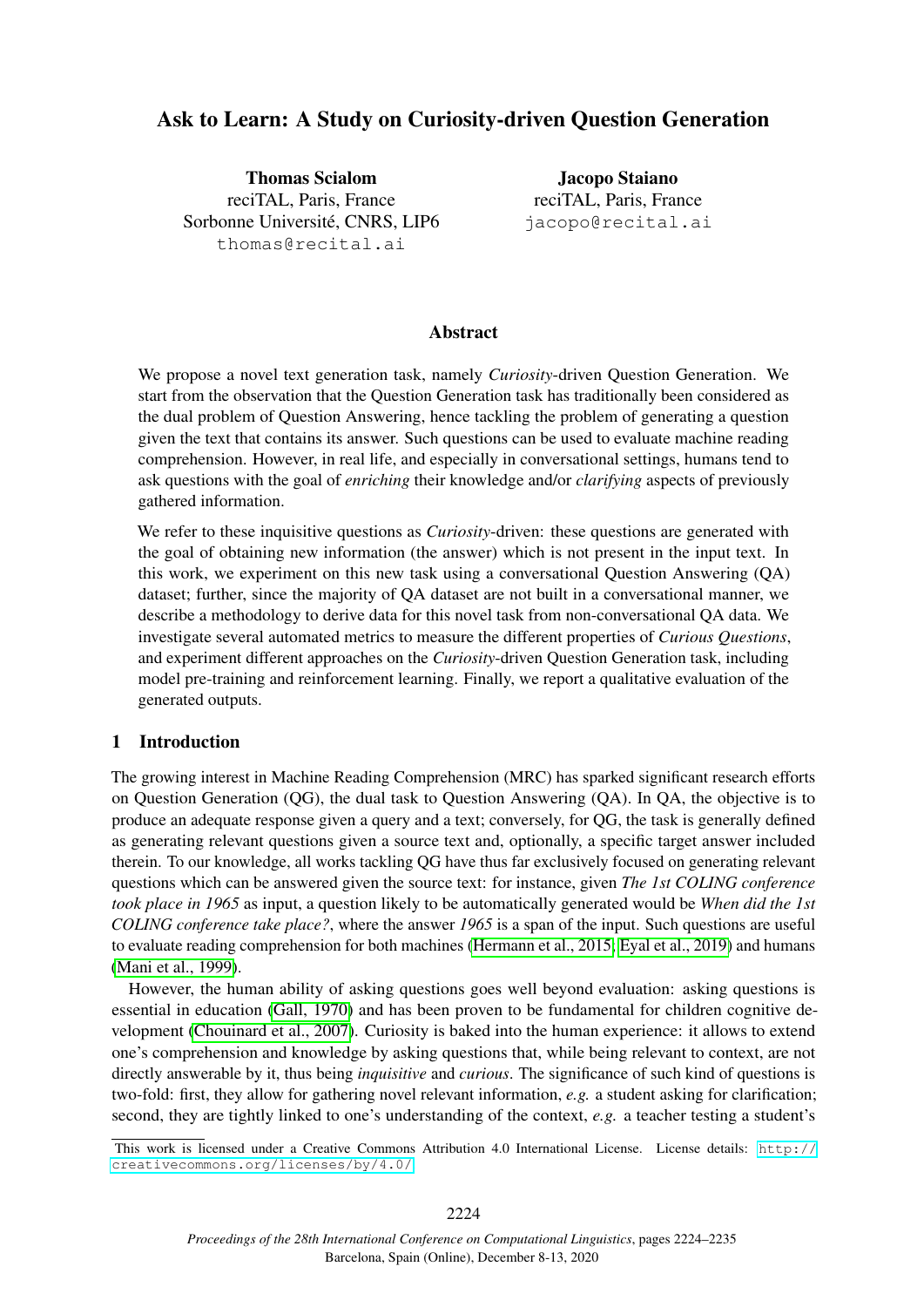# Ask to Learn: A Study on Curiosity-driven Question Generation

**Thomas Scialom**
reciTAL, Paris, France
Sorbonne Université, CNRS, LIP6
thomas@recital.ai

**Jacopo Staiano**
reciTAL, Paris, France
jacopo@recital.ai

## Abstract

We propose a novel text generation task, namely *Curiosity*-driven Question Generation. We start from the observation that the Question Generation task has traditionally been considered as the dual problem of Question Answering, hence tackling the problem of generating a question given the text that contains its answer. Such questions can be used to evaluate machine reading comprehension. However, in real life, and especially in conversational settings, humans tend to ask questions with the goal of *enriching* their knowledge and/or *clarifying* aspects of previously gathered information.

We refer to these inquisitive questions as *Curiosity*-driven: these questions are generated with the goal of obtaining new information (the answer) which is not present in the input text. In this work, we experiment on this new task using a conversational Question Answering (QA) dataset; further, since the majority of QA dataset are not built in a conversational manner, we describe a methodology to derive data for this novel task from non-conversational QA data. We investigate several automated metrics to measure the different properties of *Curious Questions*, and experiment different approaches on the *Curiosity*-driven Question Generation task, including model pre-training and reinforcement learning. Finally, we report a qualitative evaluation of the generated outputs.

## 1 Introduction

The growing interest in Machine Reading Comprehension (MRC) has sparked significant research efforts on Question Generation (QG), the dual task to Question Answering (QA). In QA, the objective is to produce an adequate response given a query and a text; conversely, for QG, the task is generally defined as generating relevant questions given a source text and, optionally, a specific target answer included therein. To our knowledge, all works tackling QG have thus far exclusively focused on generating relevant questions which can be answered given the source text: for instance, given *The 1st COLING conference took place in 1965* as input, a question likely to be automatically generated would be *When did the 1st COLING conference take place?*, where the answer *1965* is a span of the input. Such questions are useful to evaluate reading comprehension for both machines (Hermann et al., 2015; Eyal et al., 2019) and humans (Mani et al., 1999).

However, the human ability of asking questions goes well beyond evaluation: asking questions is essential in education (Gall, 1970) and has been proven to be fundamental for children cognitive development (Chouinard et al., 2007). Curiosity is baked into the human experience: it allows to extend one's comprehension and knowledge by asking questions that, while being relevant to context, are not directly answerable by it, thus being *inquisitive* and *curious*. The significance of such kind of questions is two-fold: first, they allow for gathering novel relevant information, *e.g.* a student asking for clarification; second, they are tightly linked to one's understanding of the context, *e.g.* a teacher testing a student's

This work is licensed under a Creative Commons Attribution 4.0 International License. License details: http://creativecommons.org/licenses/by/4.0/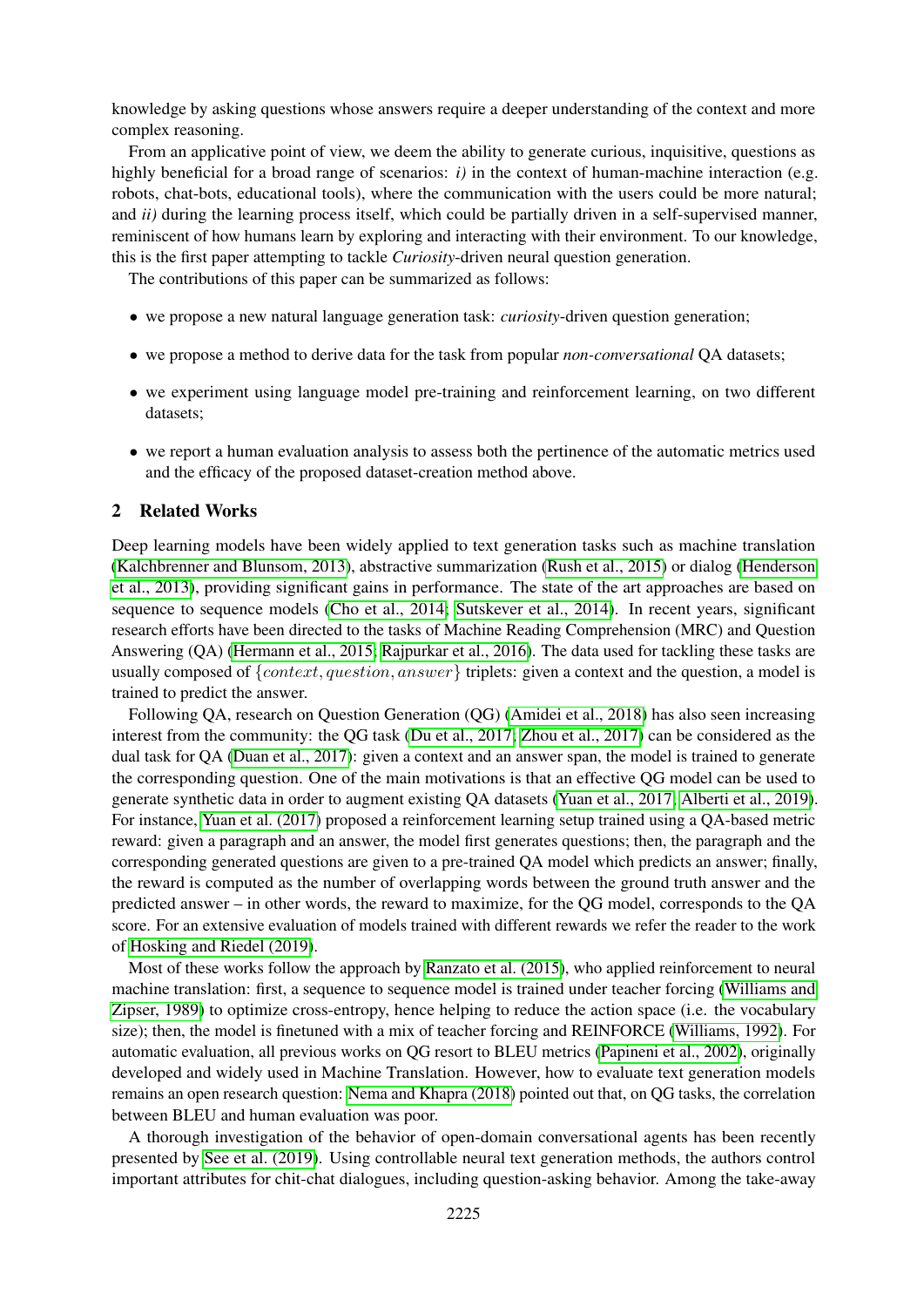knowledge by asking questions whose answers require a deeper understanding of the context and more complex reasoning.

From an applicative point of view, we deem the ability to generate curious, inquisitive, questions as highly beneficial for a broad range of scenarios: *i)* in the context of human-machine interaction (e.g. robots, chat-bots, educational tools), where the communication with the users could be more natural; and *ii)* during the learning process itself, which could be partially driven in a self-supervised manner, reminiscent of how humans learn by exploring and interacting with their environment. To our knowledge, this is the first paper attempting to tackle *Curiosity*-driven neural question generation.

The contributions of this paper can be summarized as follows:

- we propose a new natural language generation task: *curiosity*-driven question generation;
- we propose a method to derive data for the task from popular *non-conversational* QA datasets;
- we experiment using language model pre-training and reinforcement learning, on two different datasets;
- we report a human evaluation analysis to assess both the pertinence of the automatic metrics used and the efficacy of the proposed dataset-creation method above.

## 2 Related Works

Deep learning models have been widely applied to text generation tasks such as machine translation (Kalchbrenner and Blunsom, 2013), abstractive summarization (Rush et al., 2015) or dialog (Henderson et al., 2013), providing significant gains in performance. The state of the art approaches are based on sequence to sequence models (Cho et al., 2014; Sutskever et al., 2014). In recent years, significant research efforts have been directed to the tasks of Machine Reading Comprehension (MRC) and Question Answering (QA) (Hermann et al., 2015; Rajpurkar et al., 2016). The data used for tackling these tasks are usually composed of $\{context, question, answer\}$ triplets: given a context and the question, a model is trained to predict the answer.

Following QA, research on Question Generation (QG) (Amidei et al., 2018) has also seen increasing interest from the community: the QG task (Du et al., 2017; Zhou et al., 2017) can be considered as the dual task for QA (Duan et al., 2017): given a context and an answer span, the model is trained to generate the corresponding question. One of the main motivations is that an effective QG model can be used to generate synthetic data in order to augment existing QA datasets (Yuan et al., 2017; Alberti et al., 2019). For instance, Yuan et al. (2017) proposed a reinforcement learning setup trained using a QA-based metric reward: given a paragraph and an answer, the model first generates questions; then, the paragraph and the corresponding generated questions are given to a pre-trained QA model which predicts an answer; finally, the reward is computed as the number of overlapping words between the ground truth answer and the predicted answer – in other words, the reward to maximize, for the QG model, corresponds to the QA score. For an extensive evaluation of models trained with different rewards we refer the reader to the work of Hosking and Riedel (2019).

Most of these works follow the approach by Ranzato et al. (2015), who applied reinforcement to neural machine translation: first, a sequence to sequence model is trained under teacher forcing (Williams and Zipser, 1989) to optimize cross-entropy, hence helping to reduce the action space (i.e. the vocabulary size); then, the model is finetuned with a mix of teacher forcing and REINFORCE (Williams, 1992). For automatic evaluation, all previous works on QG resort to BLEU metrics (Papineni et al., 2002), originally developed and widely used in Machine Translation. However, how to evaluate text generation models remains an open research question: Nema and Khapra (2018) pointed out that, on QG tasks, the correlation between BLEU and human evaluation was poor.

A thorough investigation of the behavior of open-domain conversational agents has been recently presented by See et al. (2019). Using controllable neural text generation methods, the authors control important attributes for chit-chat dialogues, including question-asking behavior. Among the take-away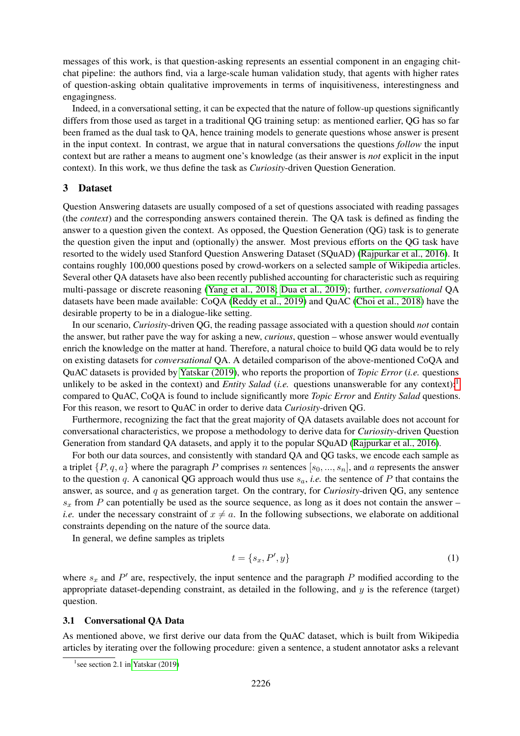messages of this work, is that question-asking represents an essential component in an engaging chit-chat pipeline: the authors find, via a large-scale human validation study, that agents with higher rates of question-asking obtain qualitative improvements in terms of inquisitiveness, interestingness and engagingness.

Indeed, in a conversational setting, it can be expected that the nature of follow-up questions significantly differs from those used as target in a traditional QG training setup: as mentioned earlier, QG has so far been framed as the dual task to QA, hence training models to generate questions whose answer is present in the input context. In contrast, we argue that in natural conversations the questions *follow* the input context but are rather a means to augment one's knowledge (as their answer is *not* explicit in the input context). In this work, we thus define the task as *Curiosity*-driven Question Generation.

## 3 Dataset

Question Answering datasets are usually composed of a set of questions associated with reading passages (the *context*) and the corresponding answers contained therein. The QA task is defined as finding the answer to a question given the context. As opposed, the Question Generation (QG) task is to generate the question given the input and (optionally) the answer. Most previous efforts on the QG task have resorted to the widely used Stanford Question Answering Dataset (SQuAD) (Rajpurkar et al., 2016). It contains roughly 100,000 questions posed by crowd-workers on a selected sample of Wikipedia articles. Several other QA datasets have also been recently published accounting for characteristic such as requiring multi-passage or discrete reasoning (Yang et al., 2018; Dua et al., 2019); further, *conversational* QA datasets have been made available: CoQA (Reddy et al., 2019) and QuAC (Choi et al., 2018) have the desirable property to be in a dialogue-like setting.

In our scenario, *Curiosity*-driven QG, the reading passage associated with a question should *not* contain the answer, but rather pave the way for asking a new, *curious*, question – whose answer would eventually enrich the knowledge on the matter at hand. Therefore, a natural choice to build QG data would be to rely on existing datasets for *conversational* QA. A detailed comparison of the above-mentioned CoQA and QuAC datasets is provided by Yatskar (2019), who reports the proportion of *Topic Error* (*i.e.* questions unlikely to be asked in the context) and *Entity Salad* (*i.e.* questions unanswerable for any context):[1] compared to QuAC, CoQA is found to include significantly more *Topic Error* and *Entity Salad* questions. For this reason, we resort to QuAC in order to derive data *Curiosity*-driven QG.

Furthermore, recognizing the fact that the great majority of QA datasets available does not account for conversational characteristics, we propose a methodology to derive data for *Curiosity*-driven Question Generation from standard QA datasets, and apply it to the popular SQuAD (Rajpurkar et al., 2016).

For both our data sources, and consistently with standard QA and QG tasks, we encode each sample as a triplet $\{P, q, a\}$ where the paragraph $P$ comprises $n$ sentences $[s_0, ..., s_n]$, and $a$ represents the answer to the question $q$. A canonical QG approach would thus use $s_a$, *i.e.* the sentence of $P$ that contains the answer, as source, and $q$ as generation target. On the contrary, for *Curiosity*-driven QG, any sentence $s_x$ from $P$ can potentially be used as the source sequence, as long as it does not contain the answer – *i.e.* under the necessary constraint of $x \neq a$. In the following subsections, we elaborate on additional constraints depending on the nature of the source data.

In general, we define samples as triplets

$$t = \{s_x, P', y\} \tag{1}$$

where $s_x$ and $P'$ are, respectively, the input sentence and the paragraph $P$ modified according to the appropriate dataset-depending constraint, as detailed in the following, and $y$ is the reference (target) question.

### 3.1 Conversational QA Data

As mentioned above, we first derive our data from the QuAC dataset, which is built from Wikipedia articles by iterating over the following procedure: given a sentence, a student annotator asks a relevant

[1] see section 2.1 in Yatskar (2019)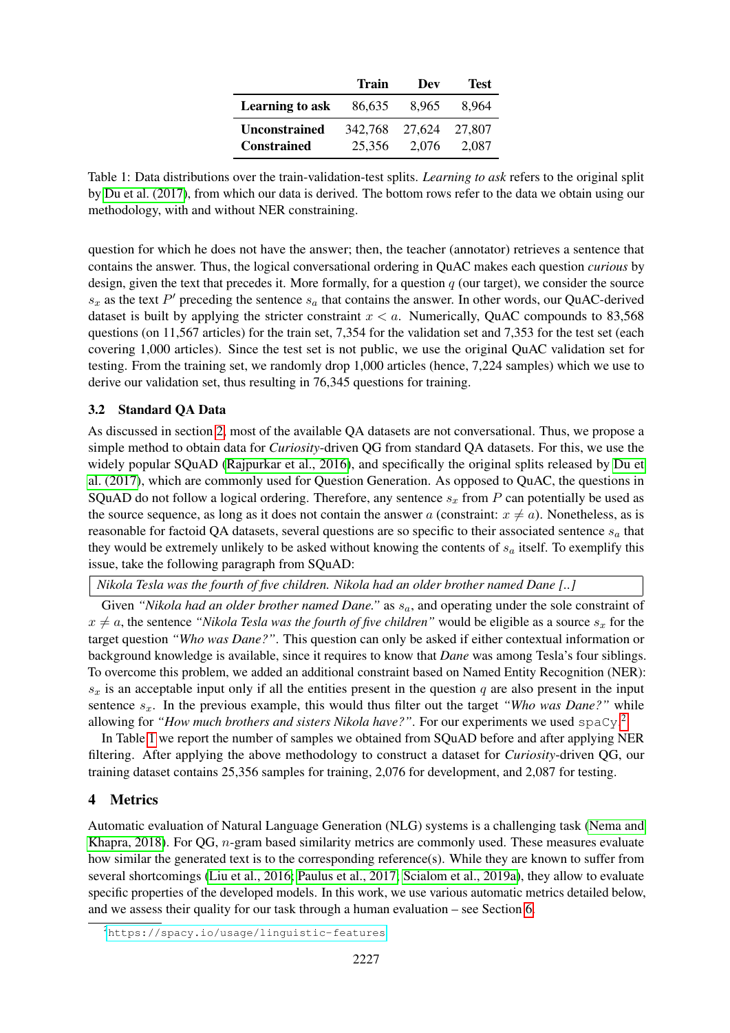| | Train | Dev | Test |
|---|---|---|---|
| **Learning to ask** | 86,635 | 8,965 | 8,964 |
| **Unconstrained** | 342,768 | 27,624 | 27,807 |
| **Constrained** | 25,356 | 2,076 | 2,087 |

Table 1: Data distributions over the train-validation-test splits. *Learning to ask* refers to the original split by Du et al. (2017), from which our data is derived. The bottom rows refer to the data we obtain using our methodology, with and without NER constraining.

question for which he does not have the answer; then, the teacher (annotator) retrieves a sentence that contains the answer. Thus, the logical conversational ordering in QuAC makes each question *curious* by design, given the text that precedes it. More formally, for a question $q$ (our target), we consider the source $s_x$ as the text $P'$ preceding the sentence $s_a$ that contains the answer. In other words, our QuAC-derived dataset is built by applying the stricter constraint $x < a$. Numerically, QuAC compounds to 83,568 questions (on 11,567 articles) for the train set, 7,354 for the validation set and 7,353 for the test set (each covering 1,000 articles). Since the test set is not public, we use the original QuAC validation set for testing. From the training set, we randomly drop 1,000 articles (hence, 7,224 samples) which we use to derive our validation set, thus resulting in 76,345 questions for training.

### 3.2 Standard QA Data

As discussed in section 2, most of the available QA datasets are not conversational. Thus, we propose a simple method to obtain data for *Curiosity*-driven QG from standard QA datasets. For this, we use the widely popular SQuAD (Rajpurkar et al., 2016), and specifically the original splits released by Du et al. (2017), which are commonly used for Question Generation. As opposed to QuAC, the questions in SQuAD do not follow a logical ordering. Therefore, any sentence $s_x$ from $P$ can potentially be used as the source sequence, as long as it does not contain the answer $a$ (constraint: $x \neq a$). Nonetheless, as is reasonable for factoid QA datasets, several questions are so specific to their associated sentence $s_a$ that they would be extremely unlikely to be asked without knowing the contents of $s_a$ itself. To exemplify this issue, take the following paragraph from SQuAD:

> *Nikola Tesla was the fourth of five children. Nikola had an older brother named Dane [..]*

Given *"Nikola had an older brother named Dane."* as $s_a$, and operating under the sole constraint of $x \neq a$, the sentence *"Nikola Tesla was the fourth of five children"* would be eligible as a source $s_x$ for the target question *"Who was Dane?"*. This question can only be asked if either contextual information or background knowledge is available, since it requires to know that *Dane* was among Tesla's four siblings. To overcome this problem, we added an additional constraint based on Named Entity Recognition (NER): $s_x$ is an acceptable input only if all the entities present in the question $q$ are also present in the input sentence $s_x$. In the previous example, this would thus filter out the target *"Who was Dane?"* while allowing for *"How much brothers and sisters Nikola have?"*. For our experiments we used `spaCy`.[2]

In Table 1 we report the number of samples we obtained from SQuAD before and after applying NER filtering. After applying the above methodology to construct a dataset for *Curiosity*-driven QG, our training dataset contains 25,356 samples for training, 2,076 for development, and 2,087 for testing.

## 4 Metrics

Automatic evaluation of Natural Language Generation (NLG) systems is a challenging task (Nema and Khapra, 2018). For QG, $n$-gram based similarity metrics are commonly used. These measures evaluate how similar the generated text is to the corresponding reference(s). While they are known to suffer from several shortcomings (Liu et al., 2016; Paulus et al., 2017; Scialom et al., 2019a), they allow to evaluate specific properties of the developed models. In this work, we use various automatic metrics detailed below, and we assess their quality for our task through a human evaluation – see Section 6.

[2] https://spacy.io/usage/linguistic-features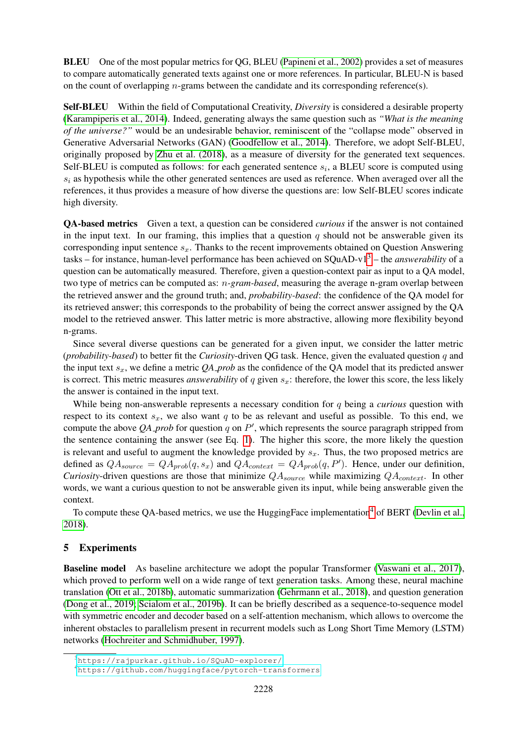**BLEU** One of the most popular metrics for QG, BLEU (Papineni et al., 2002) provides a set of measures to compare automatically generated texts against one or more references. In particular, BLEU-N is based on the count of overlapping $n$-grams between the candidate and its corresponding reference(s).

**Self-BLEU** Within the field of Computational Creativity, *Diversity* is considered a desirable property (Karampiperis et al., 2014). Indeed, generating always the same question such as *"What is the meaning of the universe?"* would be an undesirable behavior, reminiscent of the "collapse mode" observed in Generative Adversarial Networks (GAN) (Goodfellow et al., 2014). Therefore, we adopt Self-BLEU, originally proposed by Zhu et al. (2018), as a measure of diversity for the generated text sequences. Self-BLEU is computed as follows: for each generated sentence $s_i$, a BLEU score is computed using $s_i$ as hypothesis while the other generated sentences are used as reference. When averaged over all the references, it thus provides a measure of how diverse the questions are: low Self-BLEU scores indicate high diversity.

**QA-based metrics** Given a text, a question can be considered *curious* if the answer is not contained in the input text. In our framing, this implies that a question $q$ should not be answerable given its corresponding input sentence $s_x$. Thanks to the recent improvements obtained on Question Answering tasks – for instance, human-level performance has been achieved on SQuAD-v1[3] – the *answerability* of a question can be automatically measured. Therefore, given a question-context pair as input to a QA model, two type of metrics can be computed as: *n-gram-based*, measuring the average n-gram overlap between the retrieved answer and the ground truth; and, *probability-based*: the confidence of the QA model for its retrieved answer; this corresponds to the probability of being the correct answer assigned by the QA model to the retrieved answer. This latter metric is more abstractive, allowing more flexibility beyond n-grams.

Since several diverse questions can be generated for a given input, we consider the latter metric (*probability-based*) to better fit the *Curiosity*-driven QG task. Hence, given the evaluated question $q$ and the input text $s_x$, we define a metric *QA_prob* as the confidence of the QA model that its predicted answer is correct. This metric measures *answerability* of $q$ given $s_x$: therefore, the lower this score, the less likely the answer is contained in the input text.

While being non-answerable represents a necessary condition for $q$ being a *curious* question with respect to its context $s_x$, we also want $q$ to be as relevant and useful as possible. To this end, we compute the above *QA_prob* for question $q$ on $P'$, which represents the source paragraph stripped from the sentence containing the answer (see Eq. 1). The higher this score, the more likely the question is relevant and useful to augment the knowledge provided by $s_x$. Thus, the two proposed metrics are defined as $QA_{source} = QA_{prob}(q, s_x)$ and $QA_{context} = QA_{prob}(q, P')$. Hence, under our definition, *Curiosity*-driven questions are those that minimize $QA_{source}$ while maximizing $QA_{context}$. In other words, we want a curious question to not be answerable given its input, while being answerable given the context.

To compute these QA-based metrics, we use the HuggingFace implementation[4] of BERT (Devlin et al., 2018).

## 5 Experiments

**Baseline model** As baseline architecture we adopt the popular Transformer (Vaswani et al., 2017), which proved to perform well on a wide range of text generation tasks. Among these, neural machine translation (Ott et al., 2018b), automatic summarization (Gehrmann et al., 2018), and question generation (Dong et al., 2019; Scialom et al., 2019b). It can be briefly described as a sequence-to-sequence model with symmetric encoder and decoder based on a self-attention mechanism, which allows to overcome the inherent obstacles to parallelism present in recurrent models such as Long Short Time Memory (LSTM) networks (Hochreiter and Schmidhuber, 1997).

[3] https://rajpurkar.github.io/SQuAD-explorer/

[4] https://github.com/huggingface/pytorch-transformers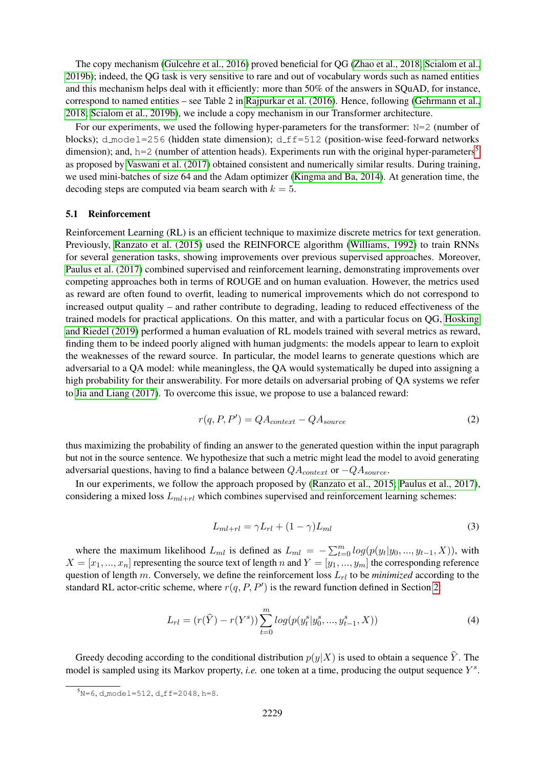The copy mechanism (Gulcehre et al., 2016) proved beneficial for QG (Zhao et al., 2018; Scialom et al., 2019b); indeed, the QG task is very sensitive to rare and out of vocabulary words such as named entities and this mechanism helps deal with it efficiently: more than 50% of the answers in SQuAD, for instance, correspond to named entities – see Table 2 in Rajpurkar et al. (2016). Hence, following (Gehrmann et al., 2018; Scialom et al., 2019b), we include a copy mechanism in our Transformer architecture.

For our experiments, we used the following hyper-parameters for the transformer: `N=2` (number of blocks); `d_model=256` (hidden state dimension); `d_ff=512` (position-wise feed-forward networks dimension); and, `h=2` (number of attention heads). Experiments run with the original hyper-parameters[5] as proposed by Vaswani et al. (2017) obtained consistent and numerically similar results. During training, we used mini-batches of size 64 and the Adam optimizer (Kingma and Ba, 2014). At generation time, the decoding steps are computed via beam search with $k = 5$.

### 5.1 Reinforcement

Reinforcement Learning (RL) is an efficient technique to maximize discrete metrics for text generation. Previously, Ranzato et al. (2015) used the REINFORCE algorithm (Williams, 1992) to train RNNs for several generation tasks, showing improvements over previous supervised approaches. Moreover, Paulus et al. (2017) combined supervised and reinforcement learning, demonstrating improvements over competing approaches both in terms of ROUGE and on human evaluation. However, the metrics used as reward are often found to overfit, leading to numerical improvements which do not correspond to increased output quality – and rather contribute to degrading, leading to reduced effectiveness of the trained models for practical applications. On this matter, and with a particular focus on QG, Hosking and Riedel (2019) performed a human evaluation of RL models trained with several metrics as reward, finding them to be indeed poorly aligned with human judgments: the models appear to learn to exploit the weaknesses of the reward source. In particular, the model learns to generate questions which are adversarial to a QA model: while meaningless, the QA would systematically be duped into assigning a high probability for their answerability. For more details on adversarial probing of QA systems we refer to Jia and Liang (2017). To overcome this issue, we propose to use a balanced reward:

$$r(q, P, P') = QA_{context} - QA_{source} \tag{2}$$

thus maximizing the probability of finding an answer to the generated question within the input paragraph but not in the source sentence. We hypothesize that such a metric might lead the model to avoid generating adversarial questions, having to find a balance between $QA_{context}$ or $-QA_{source}$.

In our experiments, we follow the approach proposed by (Ranzato et al., 2015; Paulus et al., 2017), considering a mixed loss $L_{ml+rl}$ which combines supervised and reinforcement learning schemes:

$$L_{ml+rl} = \gamma L_{rl} + (1 - \gamma) L_{ml} \tag{3}$$

where the maximum likelihood $L_{ml}$ is defined as $L_{ml} = -\sum_{t=0}^{m} log(p(y_t|y_0, ..., y_{t-1}, X))$, with $X = [x_1, ..., x_n]$ representing the source text of length $n$ and $Y = [y_1, ..., y_m]$ the corresponding reference question of length $m$. Conversely, we define the reinforcement loss $L_{rl}$ to be *minimized* according to the standard RL actor-critic scheme, where $r(q, P, P')$ is the reward function defined in Section 2:

$$L_{rl} = (r(\widehat{Y}) - r(Y^s)) \sum_{t=0}^{m} log(p(y_t^s|y_0^s, ..., y_{t-1}^s, X)) \tag{4}$$

Greedy decoding according to the conditional distribution $p(y|X)$ is used to obtain a sequence $\widehat{Y}$. The model is sampled using its Markov property, *i.e.* one token at a time, producing the output sequence $Y^s$.

[5] `N=6`, `d_model=512`, `d_ff=2048`, `h=8`.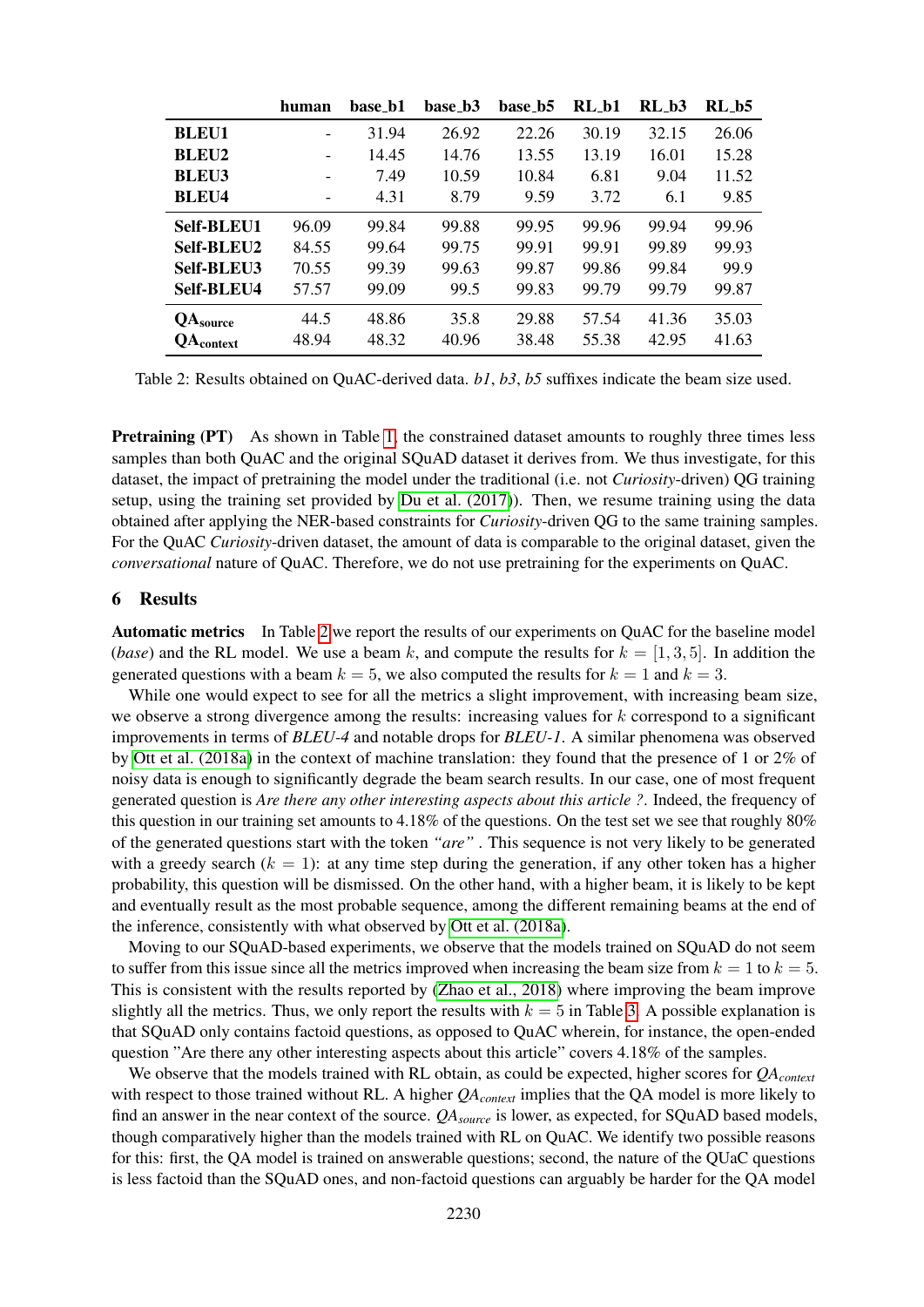| | human | base_b1 | base_b3 | base_b5 | RL_b1 | RL_b3 | RL_b5 |
|---|---|---|---|---|---|---|---|
| **BLEU1** | - | 31.94 | 26.92 | 22.26 | 30.19 | 32.15 | 26.06 |
| **BLEU2** | - | 14.45 | 14.76 | 13.55 | 13.19 | 16.01 | 15.28 |
| **BLEU3** | - | 7.49 | 10.59 | 10.84 | 6.81 | 9.04 | 11.52 |
| **BLEU4** | - | 4.31 | 8.79 | 9.59 | 3.72 | 6.1 | 9.85 |
| **Self-BLEU1** | 96.09 | 99.84 | 99.88 | 99.95 | 99.96 | 99.94 | 99.96 |
| **Self-BLEU2** | 84.55 | 99.64 | 99.75 | 99.91 | 99.91 | 99.89 | 99.93 |
| **Self-BLEU3** | 70.55 | 99.39 | 99.63 | 99.87 | 99.86 | 99.84 | 99.9 |
| **Self-BLEU4** | 57.57 | 99.09 | 99.5 | 99.83 | 99.79 | 99.79 | 99.87 |
| **$QA_{source}$** | 44.5 | 48.86 | 35.8 | 29.88 | 57.54 | 41.36 | 35.03 |
| **$QA_{context}$** | 48.94 | 48.32 | 40.96 | 38.48 | 55.38 | 42.95 | 41.63 |

Table 2: Results obtained on QuAC-derived data. *b1*, *b3*, *b5* suffixes indicate the beam size used.

**Pretraining (PT)** As shown in Table 1, the constrained dataset amounts to roughly three times less samples than both QuAC and the original SQuAD dataset it derives from. We thus investigate, for this dataset, the impact of pretraining the model under the traditional (i.e. not *Curiosity*-driven) QG training setup, using the training set provided by Du et al. (2017)). Then, we resume training using the data obtained after applying the NER-based constraints for *Curiosity*-driven QG to the same training samples. For the QuAC *Curiosity*-driven dataset, the amount of data is comparable to the original dataset, given the *conversational* nature of QuAC. Therefore, we do not use pretraining for the experiments on QuAC.

## 6 Results

**Automatic metrics** In Table 2 we report the results of our experiments on QuAC for the baseline model (*base*) and the RL model. We use a beam $k$, and compute the results for $k = [1, 3, 5]$. In addition the generated questions with a beam $k = 5$, we also computed the results for $k = 1$ and $k = 3$.

While one would expect to see for all the metrics a slight improvement, with increasing beam size, we observe a strong divergence among the results: increasing values for $k$ correspond to a significant improvements in terms of *BLEU-4* and notable drops for *BLEU-1*. A similar phenomena was observed by Ott et al. (2018a) in the context of machine translation: they found that the presence of 1 or 2% of noisy data is enough to significantly degrade the beam search results. In our case, one of most frequent generated question is *Are there any other interesting aspects about this article ?*. Indeed, the frequency of this question in our training set amounts to 4.18% of the questions. On the test set we see that roughly 80% of the generated questions start with the token *"are"* . This sequence is not very likely to be generated with a greedy search ($k = 1$): at any time step during the generation, if any other token has a higher probability, this question will be dismissed. On the other hand, with a higher beam, it is likely to be kept and eventually result as the most probable sequence, among the different remaining beams at the end of the inference, consistently with what observed by Ott et al. (2018a).

Moving to our SQuAD-based experiments, we observe that the models trained on SQuAD do not seem to suffer from this issue since all the metrics improved when increasing the beam size from $k = 1$ to $k = 5$. This is consistent with the results reported by (Zhao et al., 2018) where improving the beam improve slightly all the metrics. Thus, we only report the results with $k = 5$ in Table 3. A possible explanation is that SQuAD only contains factoid questions, as opposed to QuAC wherein, for instance, the open-ended question "Are there any other interesting aspects about this article" covers 4.18% of the samples.

We observe that the models trained with RL obtain, as could be expected, higher scores for $QA_{context}$ with respect to those trained without RL. A higher $QA_{context}$ implies that the QA model is more likely to find an answer in the near context of the source. $QA_{source}$ is lower, as expected, for SQuAD based models, though comparatively higher than the models trained with RL on QuAC. We identify two possible reasons for this: first, the QA model is trained on answerable questions; second, the nature of the QUaC questions is less factoid than the SQuAD ones, and non-factoid questions can arguably be harder for the QA model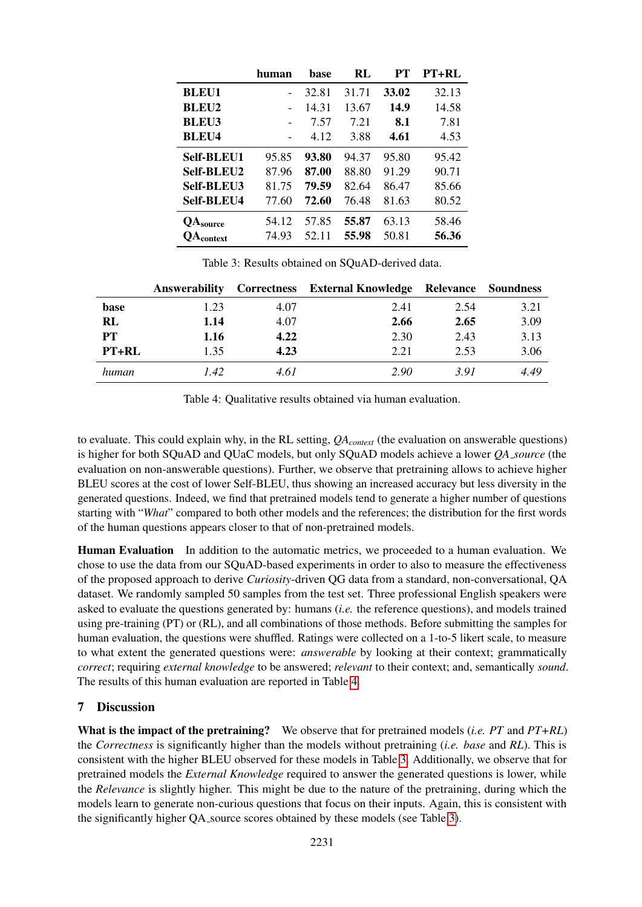|  | human | base | RL | PT | PT+RL |
|---|---|---|---|---|---|
| **BLEU1** | - | 32.81 | 31.71 | **33.02** | 32.13 |
| **BLEU2** | - | 14.31 | 13.67 | **14.9** | 14.58 |
| **BLEU3** | - | 7.57 | 7.21 | **8.1** | 7.81 |
| **BLEU4** | - | 4.12 | 3.88 | **4.61** | 4.53 |
| **Self-BLEU1** | 95.85 | **93.80** | 94.37 | 95.80 | 95.42 |
| **Self-BLEU2** | 87.96 | **87.00** | 88.80 | 91.29 | 90.71 |
| **Self-BLEU3** | 81.75 | **79.59** | 82.64 | 86.47 | 85.66 |
| **Self-BLEU4** | 77.60 | **72.60** | 76.48 | 81.63 | 80.52 |
| **$QA_{source}$** | 54.12 | 57.85 | **55.87** | 63.13 | 58.46 |
| **$QA_{context}$** | 74.93 | 52.11 | **55.98** | 50.81 | **56.36** |

Table 3: Results obtained on SQuAD-derived data.

|  | Answerability | Correctness | External Knowledge | Relevance | Soundness |
|---|---|---|---|---|---|
| **base** | 1.23 | 4.07 | 2.41 | 2.54 | 3.21 |
| **RL** | **1.14** | 4.07 | **2.66** | **2.65** | 3.09 |
| **PT** | **1.16** | **4.22** | 2.30 | 2.43 | 3.13 |
| **PT+RL** | 1.35 | **4.23** | 2.21 | 2.53 | 3.06 |
| *human* | *1.42* | *4.61* | *2.90* | *3.91* | *4.49* |

Table 4: Qualitative results obtained via human evaluation.

to evaluate. This could explain why, in the RL setting, $QA_{context}$ (the evaluation on answerable questions) is higher for both SQuAD and QuAC models, but only SQuAD models achieve a lower *QA_source* (the evaluation on non-answerable questions). Further, we observe that pretraining allows to achieve higher BLEU scores at the cost of lower Self-BLEU, thus showing an increased accuracy but less diversity in the generated questions. Indeed, we find that pretrained models tend to generate a higher number of questions starting with "*What*" compared to both other models and the references; the distribution for the first words of the human questions appears closer to that of non-pretrained models.

**Human Evaluation** In addition to the automatic metrics, we proceeded to a human evaluation. We chose to use the data from our SQuAD-based experiments in order to also to measure the effectiveness of the proposed approach to derive *Curiosity*-driven QG data from a standard, non-conversational, QA dataset. We randomly sampled 50 samples from the test set. Three professional English speakers were asked to evaluate the questions generated by: humans (*i.e.* the reference questions), and models trained using pre-training (PT) or (RL), and all combinations of those methods. Before submitting the samples for human evaluation, the questions were shuffled. Ratings were collected on a 1-to-5 likert scale, to measure to what extent the generated questions were: *answerable* by looking at their context; grammatically *correct*; requiring *external knowledge* to be answered; *relevant* to their context; and, semantically *sound*. The results of this human evaluation are reported in Table 4.

## 7 Discussion

**What is the impact of the pretraining?** We observe that for pretrained models (*i.e.* *PT* and *PT+RL*) the *Correctness* is significantly higher than the models without pretraining (*i.e.* *base* and *RL*). This is consistent with the higher BLEU observed for these models in Table 3. Additionally, we observe that for pretrained models the *External Knowledge* required to answer the generated questions is lower, while the *Relevance* is slightly higher. This might be due to the nature of the pretraining, during which the models learn to generate non-curious questions that focus on their inputs. Again, this is consistent with the significantly higher QA_source scores obtained by these models (see Table 3).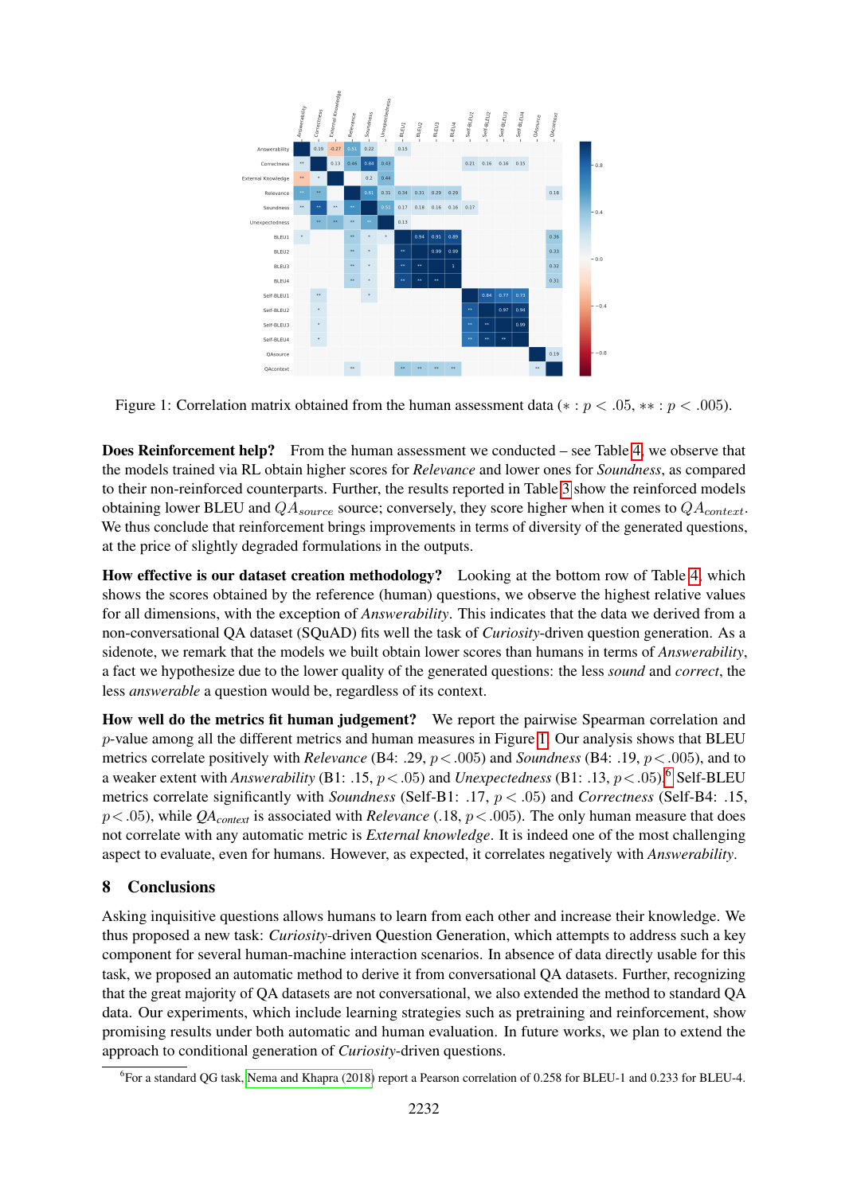Figure 1: Correlation matrix obtained from the human assessment data ($*: p < .05$, $**: p < .005$).

**Does Reinforcement help?** From the human assessment we conducted – see Table 4, we observe that the models trained via RL obtain higher scores for *Relevance* and lower ones for *Soundness*, as compared to their non-reinforced counterparts. Further, the results reported in Table 3 show the reinforced models obtaining lower BLEU and $QA_{source}$ source; conversely, they score higher when it comes to $QA_{context}$. We thus conclude that reinforcement brings improvements in terms of diversity of the generated questions, at the price of slightly degraded formulations in the outputs.

**How effective is our dataset creation methodology?** Looking at the bottom row of Table 4, which shows the scores obtained by the reference (human) questions, we observe the highest relative values for all dimensions, with the exception of *Answerability*. This indicates that the data we derived from a non-conversational QA dataset (SQuAD) fits well the task of *Curiosity*-driven question generation. As a sidenote, we remark that the models we built obtain lower scores than humans in terms of *Answerability*, a fact we hypothesize due to the lower quality of the generated questions: the less *sound* and *correct*, the less *answerable* a question would be, regardless of its context.

**How well do the metrics fit human judgement?** We report the pairwise Spearman correlation and $p$-value among all the different metrics and human measures in Figure 1. Our analysis shows that BLEU metrics correlate positively with *Relevance* (B4: .29, $p < .005$) and *Soundness* (B4: .19, $p < .005$), and to a weaker extent with *Answerability* (B1: .15, $p < .05$) and *Unexpectedness* (B1: .13, $p < .05$).[6] Self-BLEU metrics correlate significantly with *Soundness* (Self-B1: .17, $p < .05$) and *Correctness* (Self-B4: .15, $p < .05$), while $QA_{context}$ is associated with *Relevance* (.18, $p < .005$). The only human measure that does not correlate with any automatic metric is *External knowledge*. It is indeed one of the most challenging aspect to evaluate, even for humans. However, as expected, it correlates negatively with *Answerability*.

## 8 Conclusions

Asking inquisitive questions allows humans to learn from each other and increase their knowledge. We thus proposed a new task: *Curiosity*-driven Question Generation, which attempts to address such a key component for several human-machine interaction scenarios. In absence of data directly usable for this task, we proposed an automatic method to derive it from conversational QA datasets. Further, recognizing that the great majority of QA datasets are not conversational, we also extended the method to standard QA data. Our experiments, which include learning strategies such as pretraining and reinforcement, show promising results under both automatic and human evaluation. In future works, we plan to extend the approach to conditional generation of *Curiosity*-driven questions.

[6] For a standard QG task, Nema and Khapra (2018) report a Pearson correlation of 0.258 for BLEU-1 and 0.233 for BLEU-4.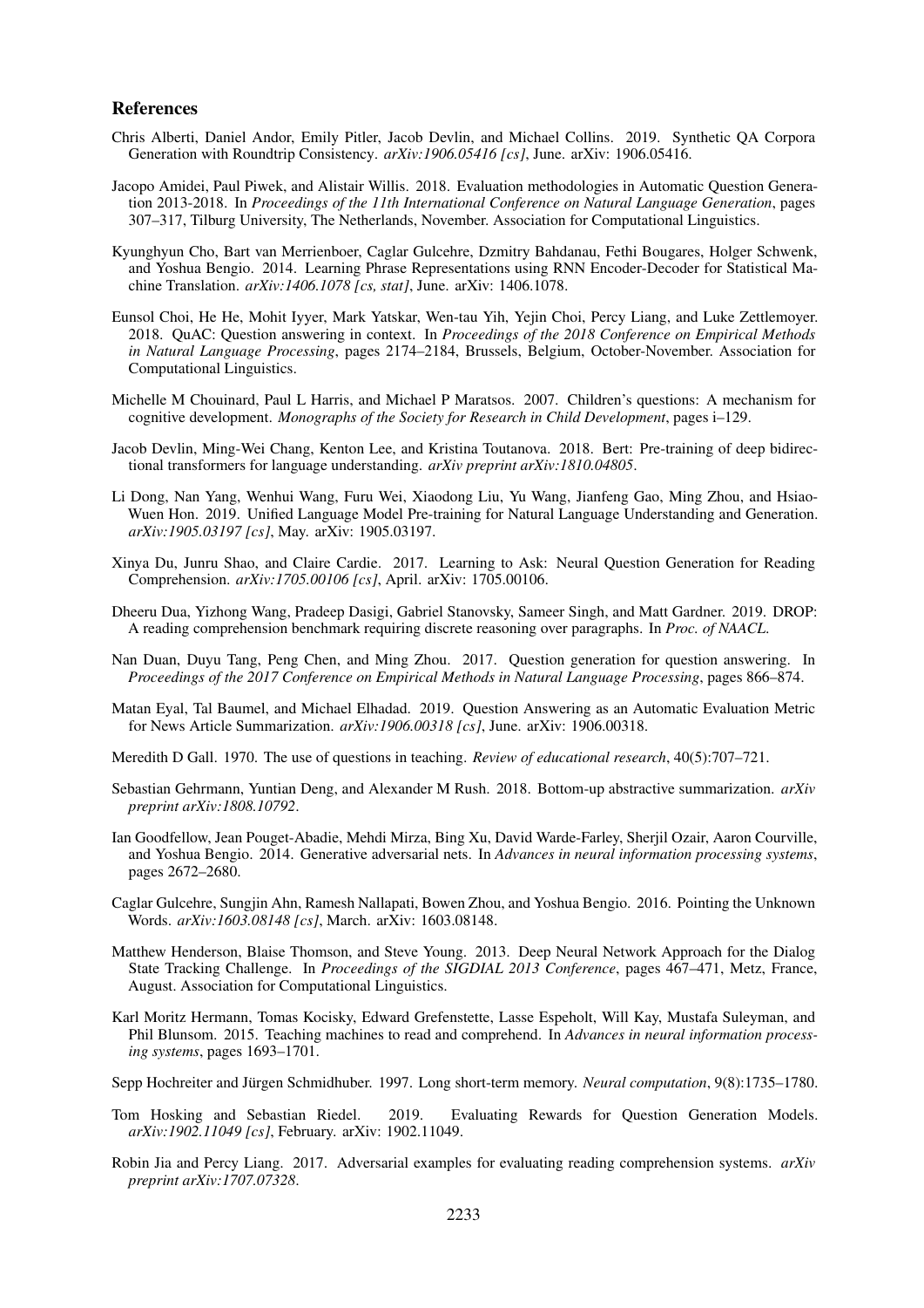## References

Chris Alberti, Daniel Andor, Emily Pitler, Jacob Devlin, and Michael Collins. 2019. Synthetic QA Corpora Generation with Roundtrip Consistency. *arXiv:1906.05416 [cs]*, June. arXiv: 1906.05416.

Jacopo Amidei, Paul Piwek, and Alistair Willis. 2018. Evaluation methodologies in Automatic Question Generation 2013-2018. In *Proceedings of the 11th International Conference on Natural Language Generation*, pages 307–317, Tilburg University, The Netherlands, November. Association for Computational Linguistics.

Kyunghyun Cho, Bart van Merrienboer, Caglar Gulcehre, Dzmitry Bahdanau, Fethi Bougares, Holger Schwenk, and Yoshua Bengio. 2014. Learning Phrase Representations using RNN Encoder-Decoder for Statistical Machine Translation. *arXiv:1406.1078 [cs, stat]*, June. arXiv: 1406.1078.

Eunsol Choi, He He, Mohit Iyyer, Mark Yatskar, Wen-tau Yih, Yejin Choi, Percy Liang, and Luke Zettlemoyer. 2018. QuAC: Question answering in context. In *Proceedings of the 2018 Conference on Empirical Methods in Natural Language Processing*, pages 2174–2184, Brussels, Belgium, October-November. Association for Computational Linguistics.

Michelle M Chouinard, Paul L Harris, and Michael P Maratsos. 2007. Children's questions: A mechanism for cognitive development. *Monographs of the Society for Research in Child Development*, pages i–129.

Jacob Devlin, Ming-Wei Chang, Kenton Lee, and Kristina Toutanova. 2018. Bert: Pre-training of deep bidirectional transformers for language understanding. *arXiv preprint arXiv:1810.04805*.

Li Dong, Nan Yang, Wenhui Wang, Furu Wei, Xiaodong Liu, Yu Wang, Jianfeng Gao, Ming Zhou, and Hsiao-Wuen Hon. 2019. Unified Language Model Pre-training for Natural Language Understanding and Generation. *arXiv:1905.03197 [cs]*, May. arXiv: 1905.03197.

Xinya Du, Junru Shao, and Claire Cardie. 2017. Learning to Ask: Neural Question Generation for Reading Comprehension. *arXiv:1705.00106 [cs]*, April. arXiv: 1705.00106.

Dheeru Dua, Yizhong Wang, Pradeep Dasigi, Gabriel Stanovsky, Sameer Singh, and Matt Gardner. 2019. DROP: A reading comprehension benchmark requiring discrete reasoning over paragraphs. In *Proc. of NAACL*.

Nan Duan, Duyu Tang, Peng Chen, and Ming Zhou. 2017. Question generation for question answering. In *Proceedings of the 2017 Conference on Empirical Methods in Natural Language Processing*, pages 866–874.

Matan Eyal, Tal Baumel, and Michael Elhadad. 2019. Question Answering as an Automatic Evaluation Metric for News Article Summarization. *arXiv:1906.00318 [cs]*, June. arXiv: 1906.00318.

Meredith D Gall. 1970. The use of questions in teaching. *Review of educational research*, 40(5):707–721.

Sebastian Gehrmann, Yuntian Deng, and Alexander M Rush. 2018. Bottom-up abstractive summarization. *arXiv preprint arXiv:1808.10792*.

Ian Goodfellow, Jean Pouget-Abadie, Mehdi Mirza, Bing Xu, David Warde-Farley, Sherjil Ozair, Aaron Courville, and Yoshua Bengio. 2014. Generative adversarial nets. In *Advances in neural information processing systems*, pages 2672–2680.

Caglar Gulcehre, Sungjin Ahn, Ramesh Nallapati, Bowen Zhou, and Yoshua Bengio. 2016. Pointing the Unknown Words. *arXiv:1603.08148 [cs]*, March. arXiv: 1603.08148.

Matthew Henderson, Blaise Thomson, and Steve Young. 2013. Deep Neural Network Approach for the Dialog State Tracking Challenge. In *Proceedings of the SIGDIAL 2013 Conference*, pages 467–471, Metz, France, August. Association for Computational Linguistics.

Karl Moritz Hermann, Tomas Kocisky, Edward Grefenstette, Lasse Espeholt, Will Kay, Mustafa Suleyman, and Phil Blunsom. 2015. Teaching machines to read and comprehend. In *Advances in neural information processing systems*, pages 1693–1701.

Sepp Hochreiter and Jürgen Schmidhuber. 1997. Long short-term memory. *Neural computation*, 9(8):1735–1780.

Tom Hosking and Sebastian Riedel. 2019. Evaluating Rewards for Question Generation Models. *arXiv:1902.11049 [cs]*, February. arXiv: 1902.11049.

Robin Jia and Percy Liang. 2017. Adversarial examples for evaluating reading comprehension systems. *arXiv preprint arXiv:1707.07328*.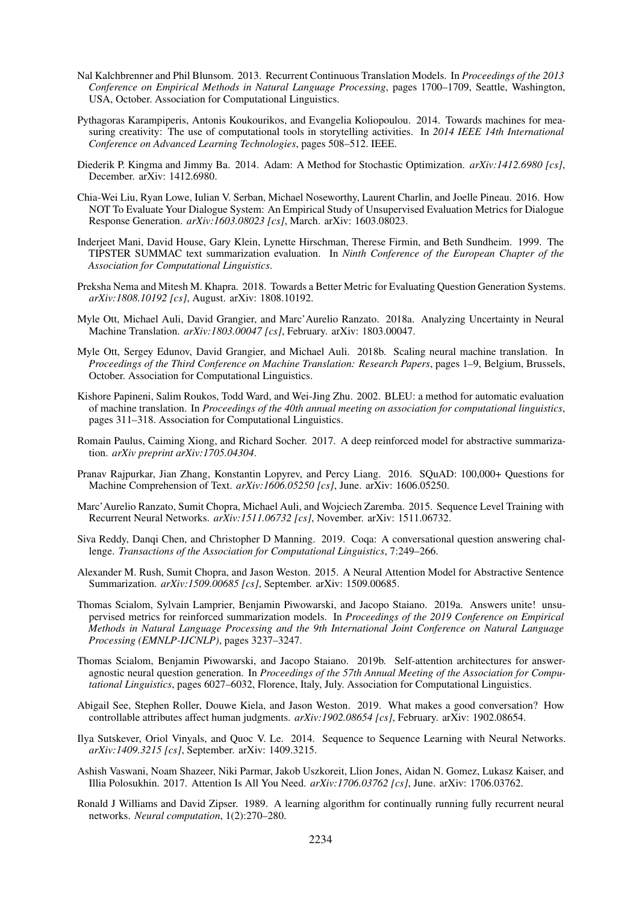Nal Kalchbrenner and Phil Blunsom. 2013. Recurrent Continuous Translation Models. In *Proceedings of the 2013 Conference on Empirical Methods in Natural Language Processing*, pages 1700–1709, Seattle, Washington, USA, October. Association for Computational Linguistics.

Pythagoras Karampiperis, Antonis Koukourikos, and Evangelia Koliopoulou. 2014. Towards machines for measuring creativity: The use of computational tools in storytelling activities. In *2014 IEEE 14th International Conference on Advanced Learning Technologies*, pages 508–512. IEEE.

Diederik P. Kingma and Jimmy Ba. 2014. Adam: A Method for Stochastic Optimization. *arXiv:1412.6980 [cs]*, December. arXiv: 1412.6980.

Chia-Wei Liu, Ryan Lowe, Iulian V. Serban, Michael Noseworthy, Laurent Charlin, and Joelle Pineau. 2016. How NOT To Evaluate Your Dialogue System: An Empirical Study of Unsupervised Evaluation Metrics for Dialogue Response Generation. *arXiv:1603.08023 [cs]*, March. arXiv: 1603.08023.

Inderjeet Mani, David House, Gary Klein, Lynette Hirschman, Therese Firmin, and Beth Sundheim. 1999. The TIPSTER SUMMAC text summarization evaluation. In *Ninth Conference of the European Chapter of the Association for Computational Linguistics*.

Preksha Nema and Mitesh M. Khapra. 2018. Towards a Better Metric for Evaluating Question Generation Systems. *arXiv:1808.10192 [cs]*, August. arXiv: 1808.10192.

Myle Ott, Michael Auli, David Grangier, and Marc'Aurelio Ranzato. 2018a. Analyzing Uncertainty in Neural Machine Translation. *arXiv:1803.00047 [cs]*, February. arXiv: 1803.00047.

Myle Ott, Sergey Edunov, David Grangier, and Michael Auli. 2018b. Scaling neural machine translation. In *Proceedings of the Third Conference on Machine Translation: Research Papers*, pages 1–9, Belgium, Brussels, October. Association for Computational Linguistics.

Kishore Papineni, Salim Roukos, Todd Ward, and Wei-Jing Zhu. 2002. BLEU: a method for automatic evaluation of machine translation. In *Proceedings of the 40th annual meeting on association for computational linguistics*, pages 311–318. Association for Computational Linguistics.

Romain Paulus, Caiming Xiong, and Richard Socher. 2017. A deep reinforced model for abstractive summarization. *arXiv preprint arXiv:1705.04304*.

Pranav Rajpurkar, Jian Zhang, Konstantin Lopyrev, and Percy Liang. 2016. SQuAD: 100,000+ Questions for Machine Comprehension of Text. *arXiv:1606.05250 [cs]*, June. arXiv: 1606.05250.

Marc'Aurelio Ranzato, Sumit Chopra, Michael Auli, and Wojciech Zaremba. 2015. Sequence Level Training with Recurrent Neural Networks. *arXiv:1511.06732 [cs]*, November. arXiv: 1511.06732.

Siva Reddy, Danqi Chen, and Christopher D Manning. 2019. Coqa: A conversational question answering challenge. *Transactions of the Association for Computational Linguistics*, 7:249–266.

Alexander M. Rush, Sumit Chopra, and Jason Weston. 2015. A Neural Attention Model for Abstractive Sentence Summarization. *arXiv:1509.00685 [cs]*, September. arXiv: 1509.00685.

Thomas Scialom, Sylvain Lamprier, Benjamin Piwowarski, and Jacopo Staiano. 2019a. Answers unite! unsupervised metrics for reinforced summarization models. In *Proceedings of the 2019 Conference on Empirical Methods in Natural Language Processing and the 9th International Joint Conference on Natural Language Processing (EMNLP-IJCNLP)*, pages 3237–3247.

Thomas Scialom, Benjamin Piwowarski, and Jacopo Staiano. 2019b. Self-attention architectures for answer-agnostic neural question generation. In *Proceedings of the 57th Annual Meeting of the Association for Computational Linguistics*, pages 6027–6032, Florence, Italy, July. Association for Computational Linguistics.

Abigail See, Stephen Roller, Douwe Kiela, and Jason Weston. 2019. What makes a good conversation? How controllable attributes affect human judgments. *arXiv:1902.08654 [cs]*, February. arXiv: 1902.08654.

Ilya Sutskever, Oriol Vinyals, and Quoc V. Le. 2014. Sequence to Sequence Learning with Neural Networks. *arXiv:1409.3215 [cs]*, September. arXiv: 1409.3215.

Ashish Vaswani, Noam Shazeer, Niki Parmar, Jakob Uszkoreit, Llion Jones, Aidan N. Gomez, Lukasz Kaiser, and Illia Polosukhin. 2017. Attention Is All You Need. *arXiv:1706.03762 [cs]*, June. arXiv: 1706.03762.

Ronald J Williams and David Zipser. 1989. A learning algorithm for continually running fully recurrent neural networks. *Neural computation*, 1(2):270–280.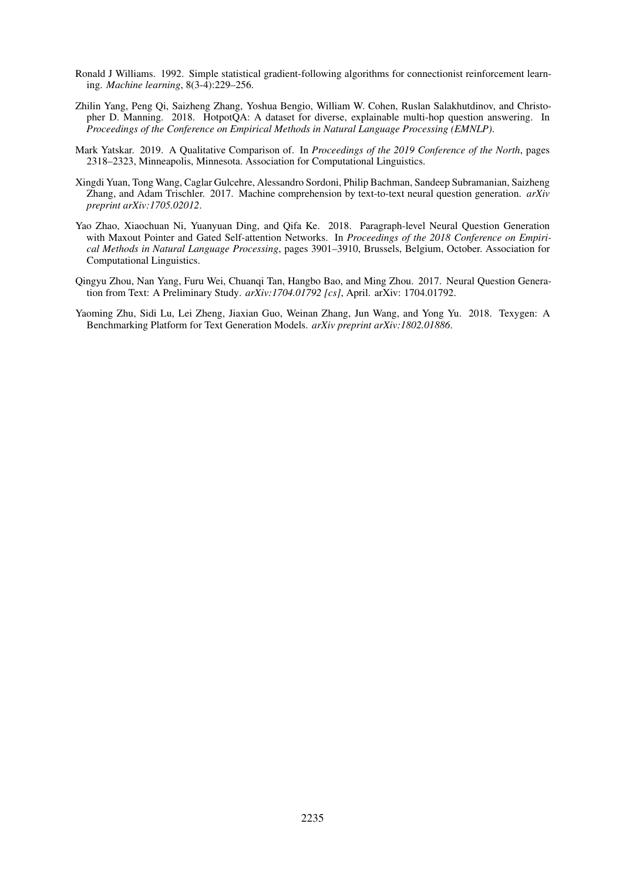Ronald J Williams. 1992. Simple statistical gradient-following algorithms for connectionist reinforcement learning. *Machine learning*, 8(3-4):229–256.

Zhilin Yang, Peng Qi, Saizheng Zhang, Yoshua Bengio, William W. Cohen, Ruslan Salakhutdinov, and Christopher D. Manning. 2018. HotpotQA: A dataset for diverse, explainable multi-hop question answering. In *Proceedings of the Conference on Empirical Methods in Natural Language Processing (EMNLP)*.

Mark Yatskar. 2019. A Qualitative Comparison of. In *Proceedings of the 2019 Conference of the North*, pages 2318–2323, Minneapolis, Minnesota. Association for Computational Linguistics.

Xingdi Yuan, Tong Wang, Caglar Gulcehre, Alessandro Sordoni, Philip Bachman, Sandeep Subramanian, Saizheng Zhang, and Adam Trischler. 2017. Machine comprehension by text-to-text neural question generation. *arXiv preprint arXiv:1705.02012*.

Yao Zhao, Xiaochuan Ni, Yuanyuan Ding, and Qifa Ke. 2018. Paragraph-level Neural Question Generation with Maxout Pointer and Gated Self-attention Networks. In *Proceedings of the 2018 Conference on Empirical Methods in Natural Language Processing*, pages 3901–3910, Brussels, Belgium, October. Association for Computational Linguistics.

Qingyu Zhou, Nan Yang, Furu Wei, Chuanqi Tan, Hangbo Bao, and Ming Zhou. 2017. Neural Question Generation from Text: A Preliminary Study. *arXiv:1704.01792 [cs]*, April. arXiv: 1704.01792.

Yaoming Zhu, Sidi Lu, Lei Zheng, Jiaxian Guo, Weinan Zhang, Jun Wang, and Yong Yu. 2018. Texygen: A Benchmarking Platform for Text Generation Models. *arXiv preprint arXiv:1802.01886*.